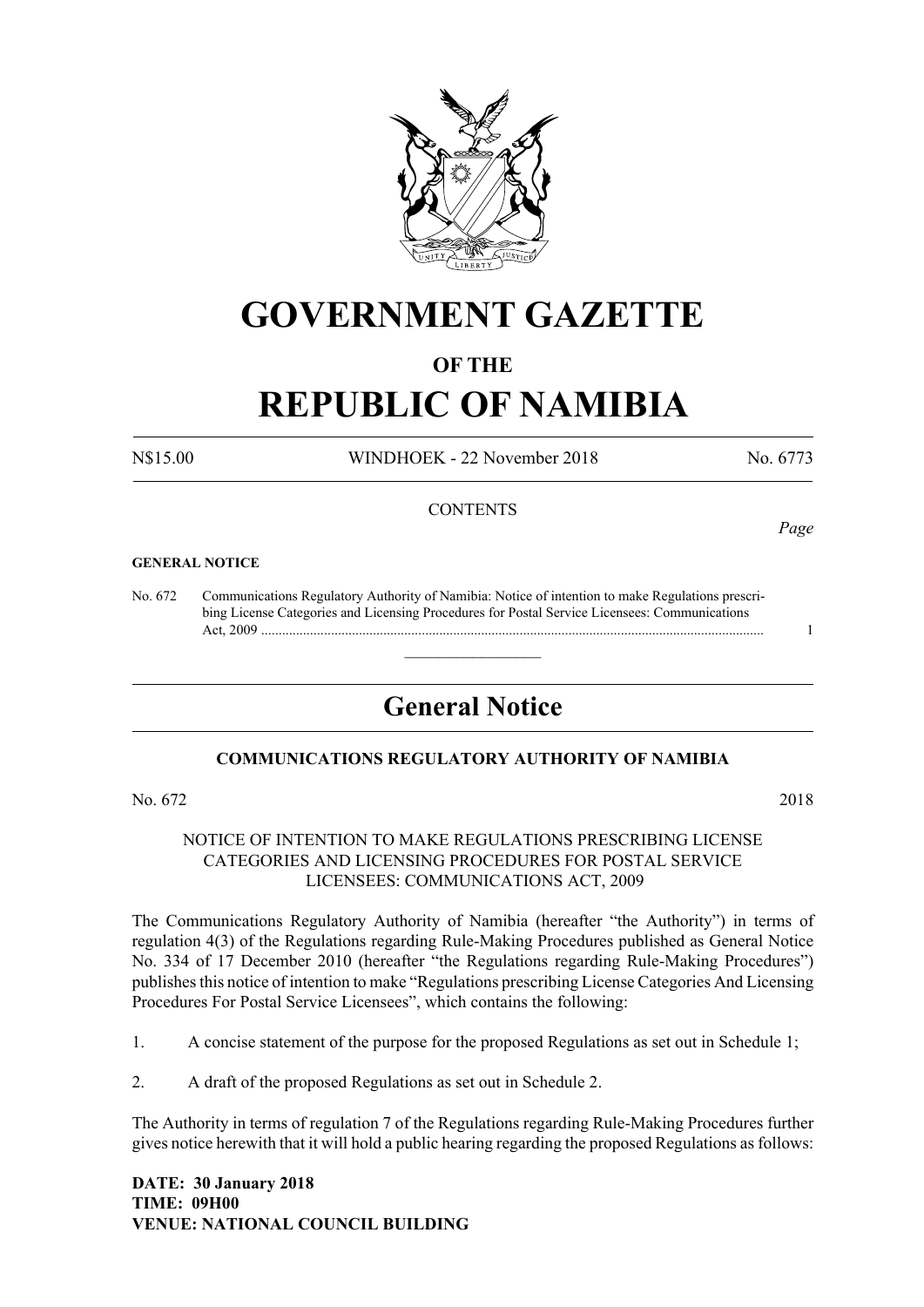# GOVERNMENT GAZETTE

## OF THE

# REPUBLIC OF NAMIBIA

N$15.00 WINDHOEK - 22 November 2018 No. 6773

CONTENTS

*Page*

**GENERAL NOTICE**

No. 672 Communications Regulatory Authority of Namibia: Notice of intention to make Regulations prescribing License Categories and Licensing Procedures for Postal Service Licensees: Communications Act, 2009 ............................................................................................................................................. 1

---

## General Notice

### COMMUNICATIONS REGULATORY AUTHORITY OF NAMIBIA

No. 672 2018

NOTICE OF INTENTION TO MAKE REGULATIONS PRESCRIBING LICENSE CATEGORIES AND LICENSING PROCEDURES FOR POSTAL SERVICE LICENSEES: COMMUNICATIONS ACT, 2009

The Communications Regulatory Authority of Namibia (hereafter "the Authority") in terms of regulation 4(3) of the Regulations regarding Rule-Making Procedures published as General Notice No. 334 of 17 December 2010 (hereafter "the Regulations regarding Rule-Making Procedures") publishes this notice of intention to make "Regulations prescribing License Categories And Licensing Procedures For Postal Service Licensees", which contains the following:

1. A concise statement of the purpose for the proposed Regulations as set out in Schedule 1;

2. A draft of the proposed Regulations as set out in Schedule 2.

The Authority in terms of regulation 7 of the Regulations regarding Rule-Making Procedures further gives notice herewith that it will hold a public hearing regarding the proposed Regulations as follows:

**DATE: 30 January 2018**
**TIME: 09H00**
**VENUE: NATIONAL COUNCIL BUILDING**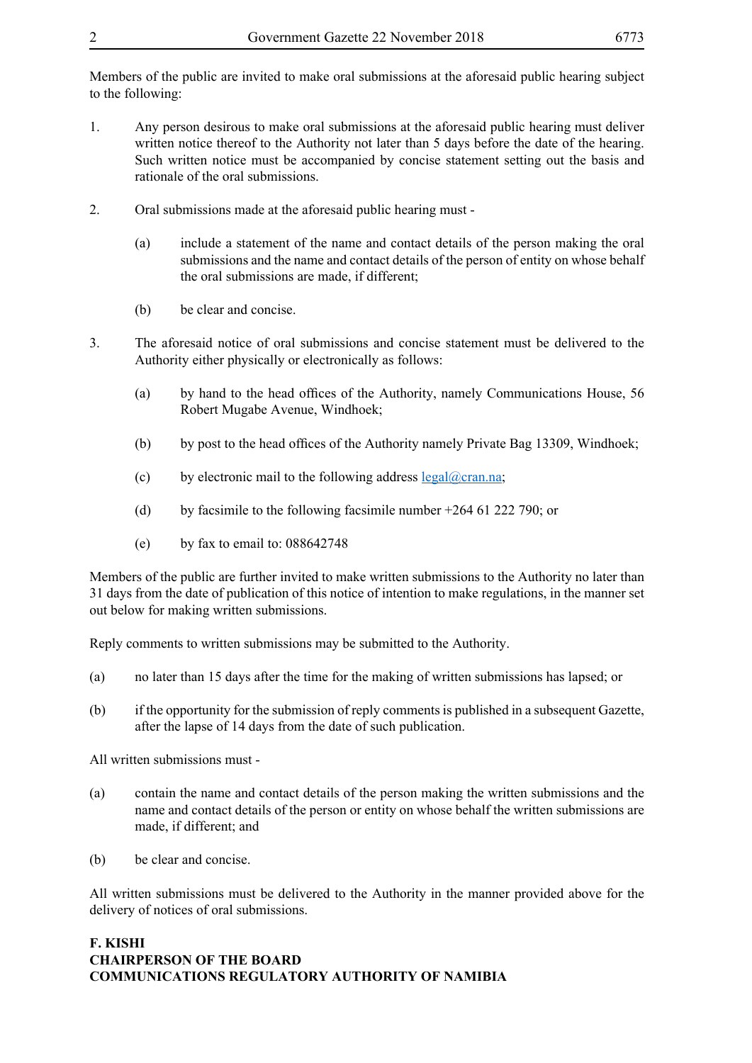Members of the public are invited to make oral submissions at the aforesaid public hearing subject to the following:

1. Any person desirous to make oral submissions at the aforesaid public hearing must deliver written notice thereof to the Authority not later than 5 days before the date of the hearing. Such written notice must be accompanied by concise statement setting out the basis and rationale of the oral submissions.

2. Oral submissions made at the aforesaid public hearing must -

   (a) include a statement of the name and contact details of the person making the oral submissions and the name and contact details of the person of entity on whose behalf the oral submissions are made, if different;

   (b) be clear and concise.

3. The aforesaid notice of oral submissions and concise statement must be delivered to the Authority either physically or electronically as follows:

   (a) by hand to the head offices of the Authority, namely Communications House, 56 Robert Mugabe Avenue, Windhoek;

   (b) by post to the head offices of the Authority namely Private Bag 13309, Windhoek;

   (c) by electronic mail to the following address legal@cran.na;

   (d) by facsimile to the following facsimile number +264 61 222 790; or

   (e) by fax to email to: 088642748

Members of the public are further invited to make written submissions to the Authority no later than 31 days from the date of publication of this notice of intention to make regulations, in the manner set out below for making written submissions.

Reply comments to written submissions may be submitted to the Authority.

(a) no later than 15 days after the time for the making of written submissions has lapsed; or

(b) if the opportunity for the submission of reply comments is published in a subsequent Gazette, after the lapse of 14 days from the date of such publication.

All written submissions must -

(a) contain the name and contact details of the person making the written submissions and the name and contact details of the person or entity on whose behalf the written submissions are made, if different; and

(b) be clear and concise.

All written submissions must be delivered to the Authority in the manner provided above for the delivery of notices of oral submissions.

**F. KISHI**
**CHAIRPERSON OF THE BOARD**
**COMMUNICATIONS REGULATORY AUTHORITY OF NAMIBIA**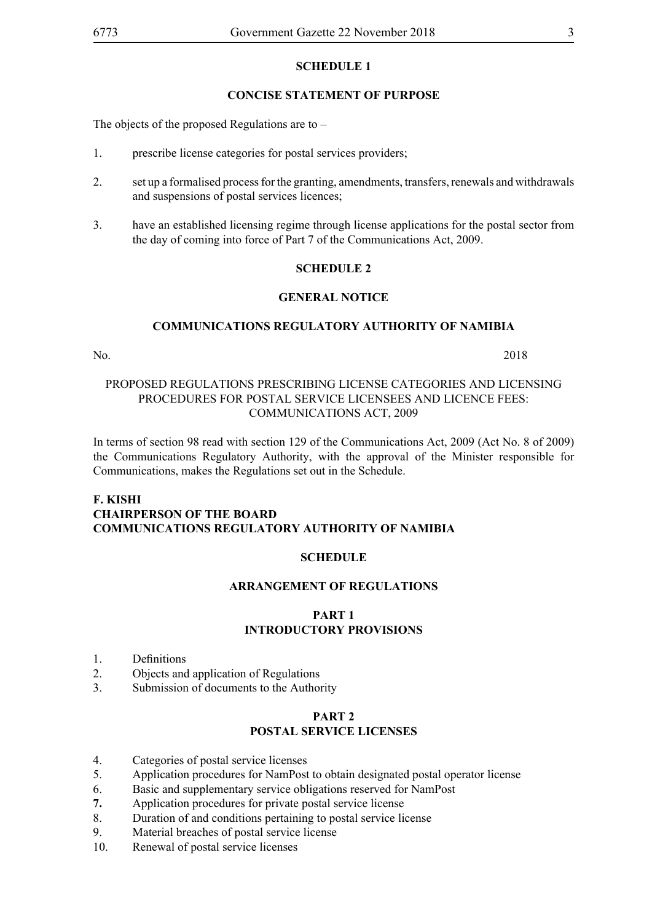## SCHEDULE 1

### CONCISE STATEMENT OF PURPOSE

The objects of the proposed Regulations are to –

1. prescribe license categories for postal services providers;

2. set up a formalised process for the granting, amendments, transfers, renewals and withdrawals and suspensions of postal services licences;

3. have an established licensing regime through license applications for the postal sector from the day of coming into force of Part 7 of the Communications Act, 2009.

## SCHEDULE 2

### GENERAL NOTICE

### COMMUNICATIONS REGULATORY AUTHORITY OF NAMIBIA

No. 2018

PROPOSED REGULATIONS PRESCRIBING LICENSE CATEGORIES AND LICENSING PROCEDURES FOR POSTAL SERVICE LICENSEES AND LICENCE FEES: COMMUNICATIONS ACT, 2009

In terms of section 98 read with section 129 of the Communications Act, 2009 (Act No. 8 of 2009) the Communications Regulatory Authority, with the approval of the Minister responsible for Communications, makes the Regulations set out in the Schedule.

**F. KISHI**
**CHAIRPERSON OF THE BOARD**
**COMMUNICATIONS REGULATORY AUTHORITY OF NAMIBIA**

### SCHEDULE

### ARRANGEMENT OF REGULATIONS

#### PART 1
#### INTRODUCTORY PROVISIONS

1. Definitions
2. Objects and application of Regulations
3. Submission of documents to the Authority

#### PART 2
#### POSTAL SERVICE LICENSES

4. Categories of postal service licenses
5. Application procedures for NamPost to obtain designated postal operator license
6. Basic and supplementary service obligations reserved for NamPost
7. Application procedures for private postal service license
8. Duration of and conditions pertaining to postal service license
9. Material breaches of postal service license
10. Renewal of postal service licenses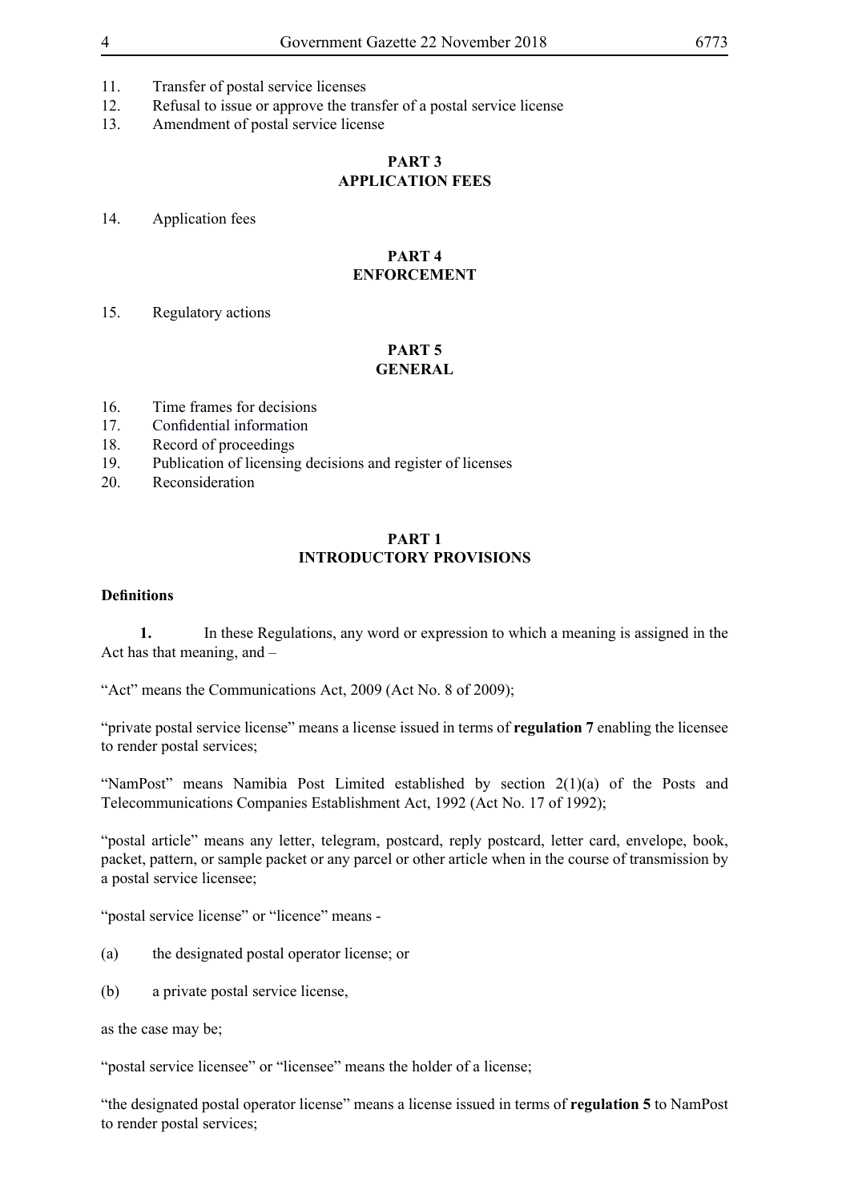11. Transfer of postal service licenses
12. Refusal to issue or approve the transfer of a postal service license
13. Amendment of postal service license

## PART 3
## APPLICATION FEES

14. Application fees

## PART 4
## ENFORCEMENT

15. Regulatory actions

## PART 5
## GENERAL

16. Time frames for decisions
17. Confidential information
18. Record of proceedings
19. Publication of licensing decisions and register of licenses
20. Reconsideration

## PART 1
## INTRODUCTORY PROVISIONS

**Definitions**

**1.** In these Regulations, any word or expression to which a meaning is assigned in the Act has that meaning, and –

"Act" means the Communications Act, 2009 (Act No. 8 of 2009);

"private postal service license" means a license issued in terms of **regulation 7** enabling the licensee to render postal services;

"NamPost" means Namibia Post Limited established by section 2(1)(a) of the Posts and Telecommunications Companies Establishment Act, 1992 (Act No. 17 of 1992);

"postal article" means any letter, telegram, postcard, reply postcard, letter card, envelope, book, packet, pattern, or sample packet or any parcel or other article when in the course of transmission by a postal service licensee;

"postal service license" or "licence" means -

(a) the designated postal operator license; or

(b) a private postal service license,

as the case may be;

"postal service licensee" or "licensee" means the holder of a license;

"the designated postal operator license" means a license issued in terms of **regulation 5** to NamPost to render postal services;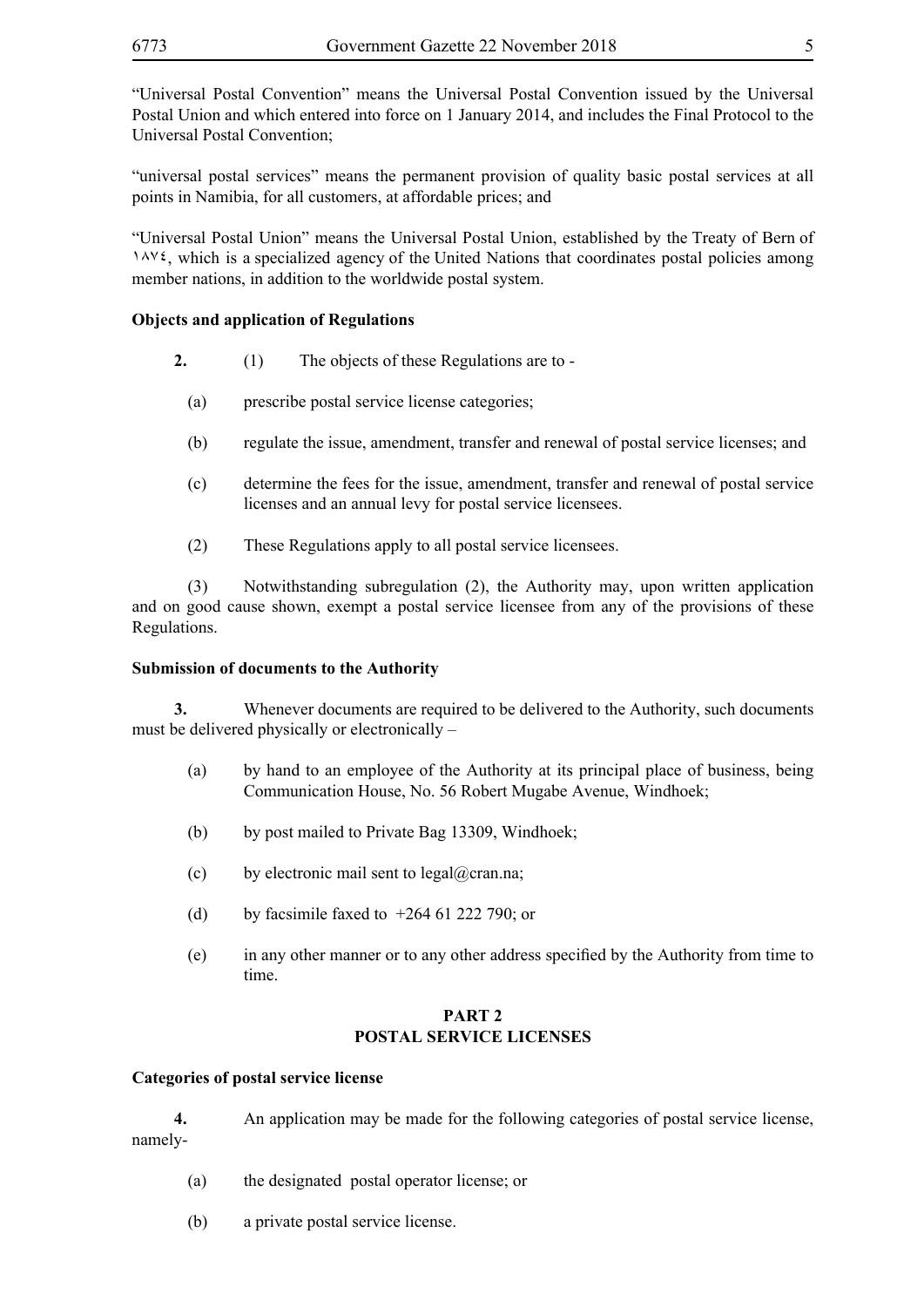"Universal Postal Convention" means the Universal Postal Convention issued by the Universal Postal Union and which entered into force on 1 January 2014, and includes the Final Protocol to the Universal Postal Convention;

"universal postal services" means the permanent provision of quality basic postal services at all points in Namibia, for all customers, at affordable prices; and

"Universal Postal Union" means the Universal Postal Union, established by the Treaty of Bern of ١٨٧٤, which is a specialized agency of the United Nations that coordinates postal policies among member nations, in addition to the worldwide postal system.

**Objects and application of Regulations**

**2.** (1) The objects of these Regulations are to -

(a) prescribe postal service license categories;

(b) regulate the issue, amendment, transfer and renewal of postal service licenses; and

(c) determine the fees for the issue, amendment, transfer and renewal of postal service licenses and an annual levy for postal service licensees.

(2) These Regulations apply to all postal service licensees.

(3) Notwithstanding subregulation (2), the Authority may, upon written application and on good cause shown, exempt a postal service licensee from any of the provisions of these Regulations.

**Submission of documents to the Authority**

**3.** Whenever documents are required to be delivered to the Authority, such documents must be delivered physically or electronically –

(a) by hand to an employee of the Authority at its principal place of business, being Communication House, No. 56 Robert Mugabe Avenue, Windhoek;

(b) by post mailed to Private Bag 13309, Windhoek;

(c) by electronic mail sent to legal@cran.na;

(d) by facsimile faxed to +264 61 222 790; or

(e) in any other manner or to any other address specified by the Authority from time to time.

## PART 2
## POSTAL SERVICE LICENSES

**Categories of postal service license**

**4.** An application may be made for the following categories of postal service license, namely-

(a) the designated postal operator license; or

(b) a private postal service license.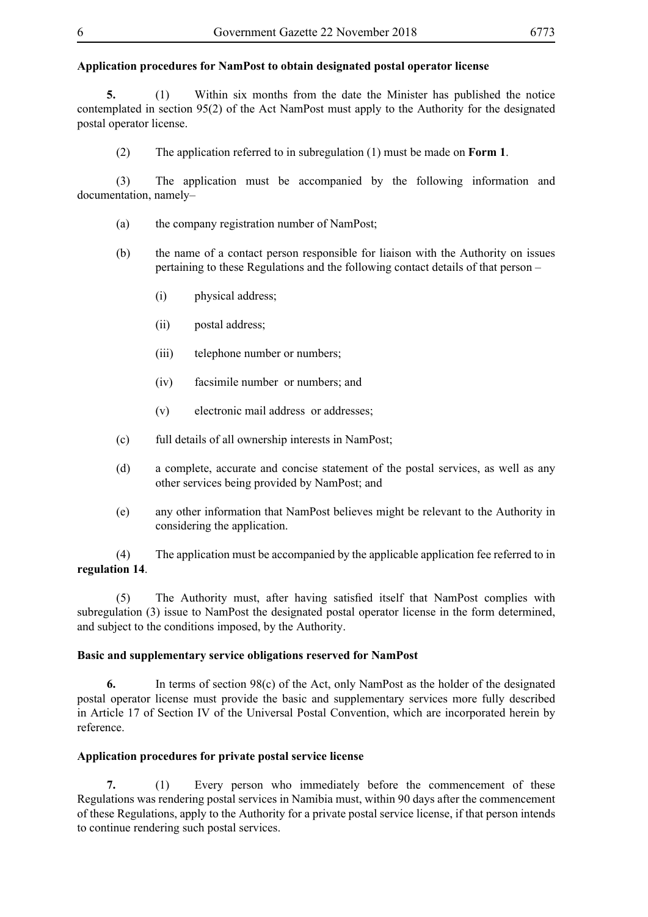**Application procedures for NamPost to obtain designated postal operator license**

**5.** (1) Within six months from the date the Minister has published the notice contemplated in section 95(2) of the Act NamPost must apply to the Authority for the designated postal operator license.

(2) The application referred to in subregulation (1) must be made on **Form 1**.

(3) The application must be accompanied by the following information and documentation, namely–

(a) the company registration number of NamPost;

(b) the name of a contact person responsible for liaison with the Authority on issues pertaining to these Regulations and the following contact details of that person –

(i) physical address;

(ii) postal address;

(iii) telephone number or numbers;

(iv) facsimile number or numbers; and

(v) electronic mail address or addresses;

(c) full details of all ownership interests in NamPost;

(d) a complete, accurate and concise statement of the postal services, as well as any other services being provided by NamPost; and

(e) any other information that NamPost believes might be relevant to the Authority in considering the application.

(4) The application must be accompanied by the applicable application fee referred to in **regulation 14**.

(5) The Authority must, after having satisfied itself that NamPost complies with subregulation (3) issue to NamPost the designated postal operator license in the form determined, and subject to the conditions imposed, by the Authority.

**Basic and supplementary service obligations reserved for NamPost**

**6.** In terms of section 98(c) of the Act, only NamPost as the holder of the designated postal operator license must provide the basic and supplementary services more fully described in Article 17 of Section IV of the Universal Postal Convention, which are incorporated herein by reference.

**Application procedures for private postal service license**

**7.** (1) Every person who immediately before the commencement of these Regulations was rendering postal services in Namibia must, within 90 days after the commencement of these Regulations, apply to the Authority for a private postal service license, if that person intends to continue rendering such postal services.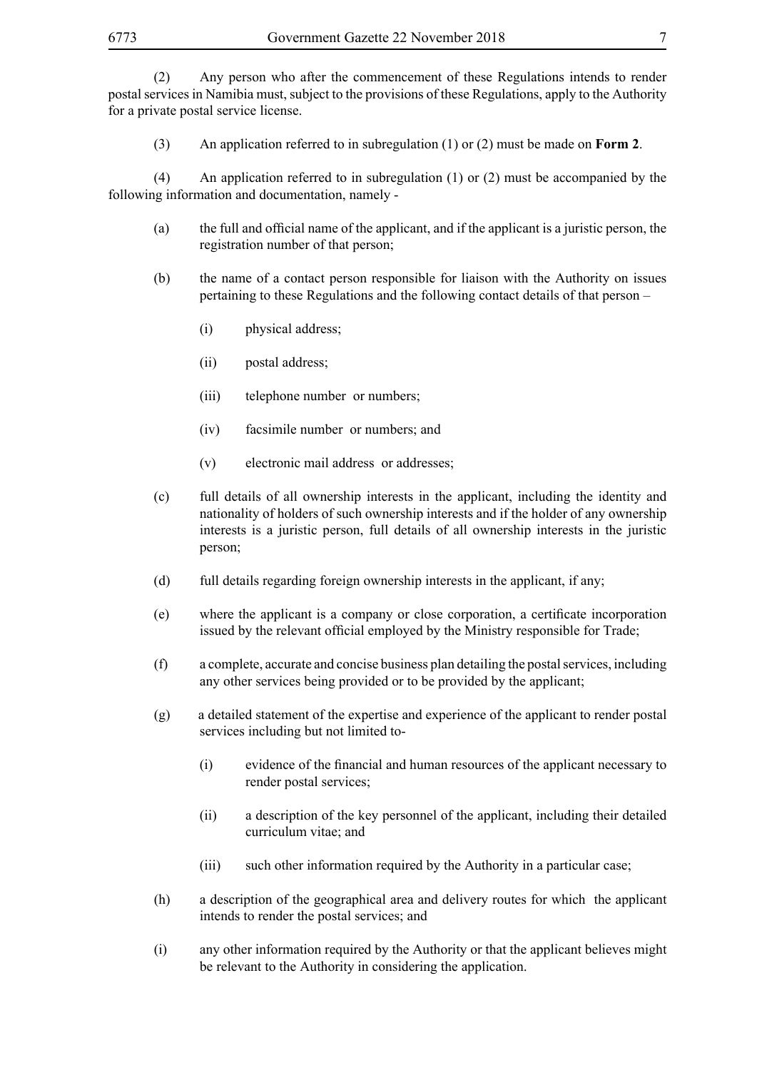(2) Any person who after the commencement of these Regulations intends to render postal services in Namibia must, subject to the provisions of these Regulations, apply to the Authority for a private postal service license.

(3) An application referred to in subregulation (1) or (2) must be made on **Form 2**.

(4) An application referred to in subregulation (1) or (2) must be accompanied by the following information and documentation, namely -

(a) the full and official name of the applicant, and if the applicant is a juristic person, the registration number of that person;

(b) the name of a contact person responsible for liaison with the Authority on issues pertaining to these Regulations and the following contact details of that person –

(i) physical address;

(ii) postal address;

(iii) telephone number or numbers;

(iv) facsimile number or numbers; and

(v) electronic mail address or addresses;

(c) full details of all ownership interests in the applicant, including the identity and nationality of holders of such ownership interests and if the holder of any ownership interests is a juristic person, full details of all ownership interests in the juristic person;

(d) full details regarding foreign ownership interests in the applicant, if any;

(e) where the applicant is a company or close corporation, a certificate incorporation issued by the relevant official employed by the Ministry responsible for Trade;

(f) a complete, accurate and concise business plan detailing the postal services, including any other services being provided or to be provided by the applicant;

(g) a detailed statement of the expertise and experience of the applicant to render postal services including but not limited to-

(i) evidence of the financial and human resources of the applicant necessary to render postal services;

(ii) a description of the key personnel of the applicant, including their detailed curriculum vitae; and

(iii) such other information required by the Authority in a particular case;

(h) a description of the geographical area and delivery routes for which the applicant intends to render the postal services; and

(i) any other information required by the Authority or that the applicant believes might be relevant to the Authority in considering the application.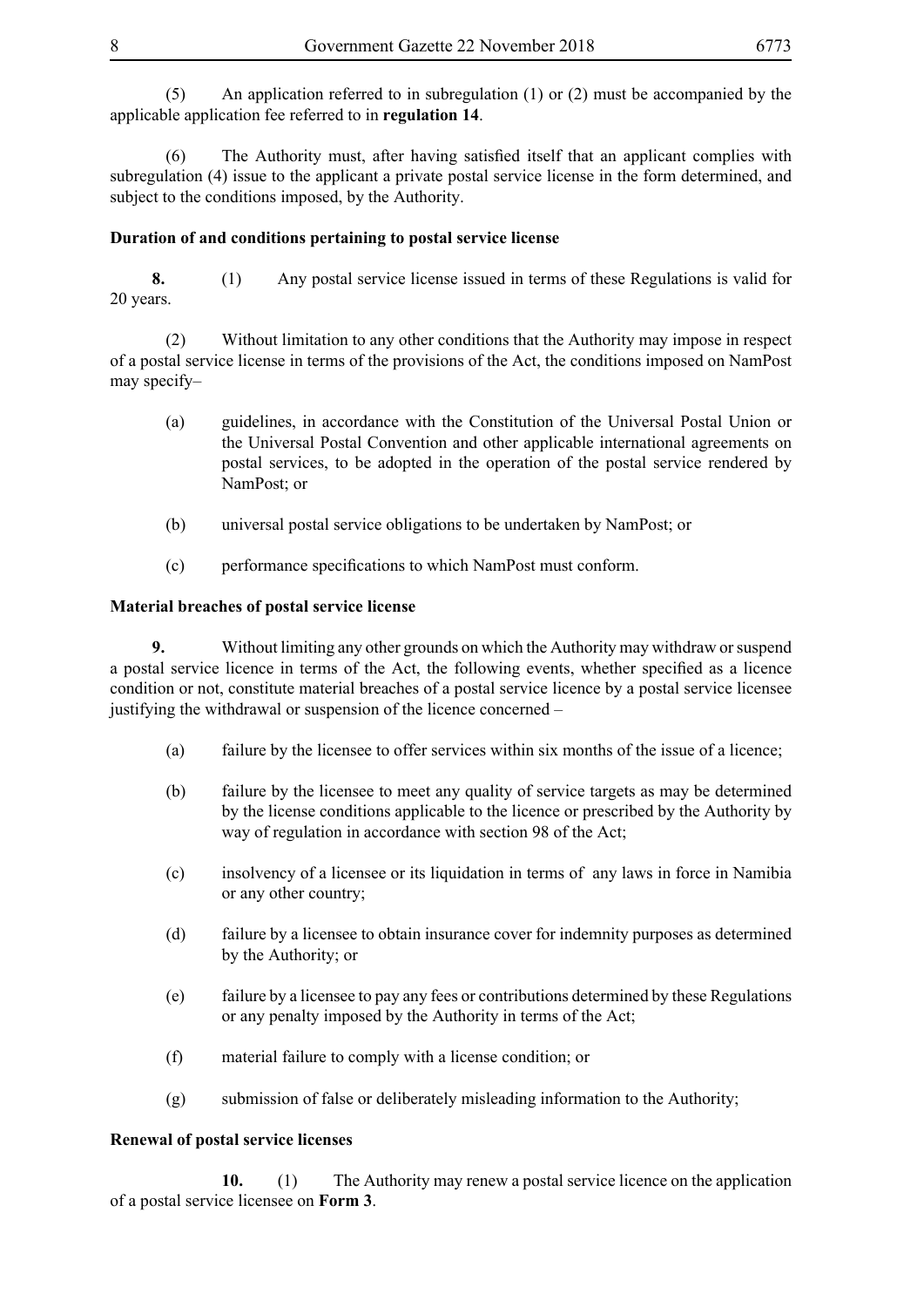(5) An application referred to in subregulation (1) or (2) must be accompanied by the applicable application fee referred to in **regulation 14**.

(6) The Authority must, after having satisfied itself that an applicant complies with subregulation (4) issue to the applicant a private postal service license in the form determined, and subject to the conditions imposed, by the Authority.

**Duration of and conditions pertaining to postal service license**

**8.** (1) Any postal service license issued in terms of these Regulations is valid for 20 years.

(2) Without limitation to any other conditions that the Authority may impose in respect of a postal service license in terms of the provisions of the Act, the conditions imposed on NamPost may specify–

(a) guidelines, in accordance with the Constitution of the Universal Postal Union or the Universal Postal Convention and other applicable international agreements on postal services, to be adopted in the operation of the postal service rendered by NamPost; or

(b) universal postal service obligations to be undertaken by NamPost; or

(c) performance specifications to which NamPost must conform.

**Material breaches of postal service license**

**9.** Without limiting any other grounds on which the Authority may withdraw or suspend a postal service licence in terms of the Act, the following events, whether specified as a licence condition or not, constitute material breaches of a postal service licence by a postal service licensee justifying the withdrawal or suspension of the licence concerned –

(a) failure by the licensee to offer services within six months of the issue of a licence;

(b) failure by the licensee to meet any quality of service targets as may be determined by the license conditions applicable to the licence or prescribed by the Authority by way of regulation in accordance with section 98 of the Act;

(c) insolvency of a licensee or its liquidation in terms of any laws in force in Namibia or any other country;

(d) failure by a licensee to obtain insurance cover for indemnity purposes as determined by the Authority; or

(e) failure by a licensee to pay any fees or contributions determined by these Regulations or any penalty imposed by the Authority in terms of the Act;

(f) material failure to comply with a license condition; or

(g) submission of false or deliberately misleading information to the Authority;

**Renewal of postal service licenses**

**10.** (1) The Authority may renew a postal service licence on the application of a postal service licensee on **Form 3**.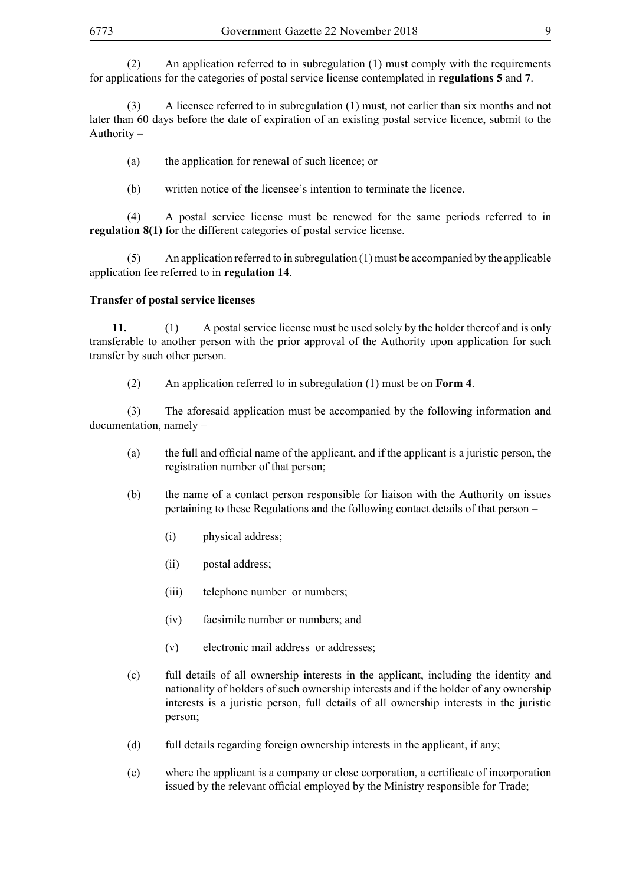(2) An application referred to in subregulation (1) must comply with the requirements for applications for the categories of postal service license contemplated in **regulations 5** and **7**.

(3) A licensee referred to in subregulation (1) must, not earlier than six months and not later than 60 days before the date of expiration of an existing postal service licence, submit to the Authority –

(a) the application for renewal of such licence; or

(b) written notice of the licensee's intention to terminate the licence.

(4) A postal service license must be renewed for the same periods referred to in **regulation 8(1)** for the different categories of postal service license.

(5) An application referred to in subregulation (1) must be accompanied by the applicable application fee referred to in **regulation 14**.

**Transfer of postal service licenses**

**11.** (1) A postal service license must be used solely by the holder thereof and is only transferable to another person with the prior approval of the Authority upon application for such transfer by such other person.

(2) An application referred to in subregulation (1) must be on **Form 4**.

(3) The aforesaid application must be accompanied by the following information and documentation, namely –

(a) the full and official name of the applicant, and if the applicant is a juristic person, the registration number of that person;

(b) the name of a contact person responsible for liaison with the Authority on issues pertaining to these Regulations and the following contact details of that person –

(i) physical address;

(ii) postal address;

(iii) telephone number or numbers;

(iv) facsimile number or numbers; and

(v) electronic mail address or addresses;

(c) full details of all ownership interests in the applicant, including the identity and nationality of holders of such ownership interests and if the holder of any ownership interests is a juristic person, full details of all ownership interests in the juristic person;

(d) full details regarding foreign ownership interests in the applicant, if any;

(e) where the applicant is a company or close corporation, a certificate of incorporation issued by the relevant official employed by the Ministry responsible for Trade;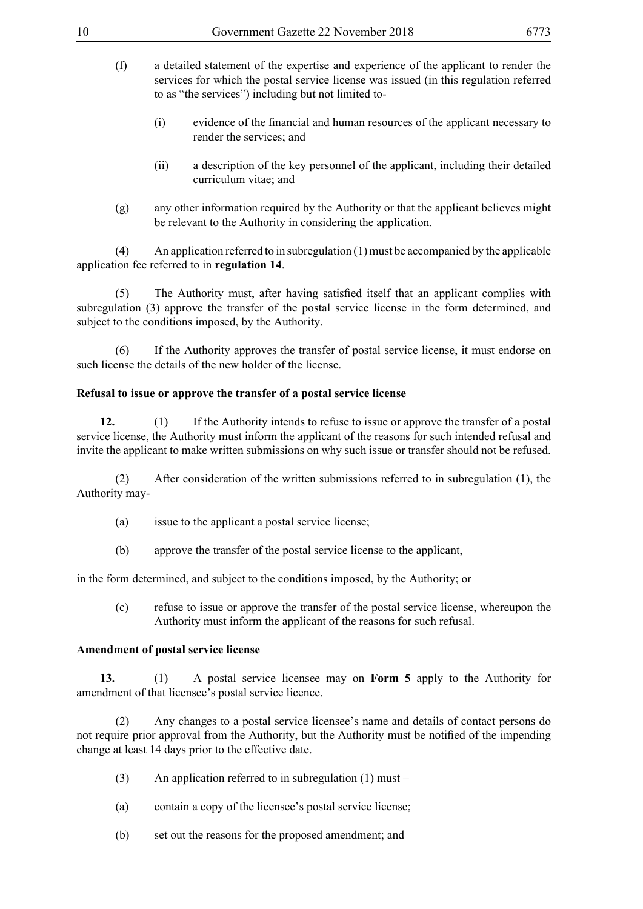(f) a detailed statement of the expertise and experience of the applicant to render the services for which the postal service license was issued (in this regulation referred to as "the services") including but not limited to-

(i) evidence of the financial and human resources of the applicant necessary to render the services; and

(ii) a description of the key personnel of the applicant, including their detailed curriculum vitae; and

(g) any other information required by the Authority or that the applicant believes might be relevant to the Authority in considering the application.

(4) An application referred to in subregulation (1) must be accompanied by the applicable application fee referred to in **regulation 14**.

(5) The Authority must, after having satisfied itself that an applicant complies with subregulation (3) approve the transfer of the postal service license in the form determined, and subject to the conditions imposed, by the Authority.

(6) If the Authority approves the transfer of postal service license, it must endorse on such license the details of the new holder of the license.

**Refusal to issue or approve the transfer of a postal service license**

**12.** (1) If the Authority intends to refuse to issue or approve the transfer of a postal service license, the Authority must inform the applicant of the reasons for such intended refusal and invite the applicant to make written submissions on why such issue or transfer should not be refused.

(2) After consideration of the written submissions referred to in subregulation (1), the Authority may-

(a) issue to the applicant a postal service license;

(b) approve the transfer of the postal service license to the applicant,

in the form determined, and subject to the conditions imposed, by the Authority; or

(c) refuse to issue or approve the transfer of the postal service license, whereupon the Authority must inform the applicant of the reasons for such refusal.

**Amendment of postal service license**

**13.** (1) A postal service licensee may on **Form 5** apply to the Authority for amendment of that licensee's postal service licence.

(2) Any changes to a postal service licensee's name and details of contact persons do not require prior approval from the Authority, but the Authority must be notified of the impending change at least 14 days prior to the effective date.

(3) An application referred to in subregulation (1) must –

(a) contain a copy of the licensee's postal service license;

(b) set out the reasons for the proposed amendment; and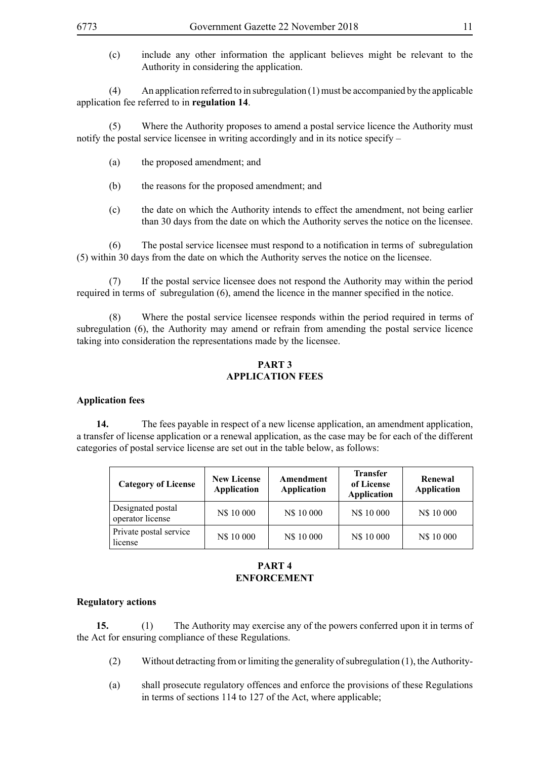(c) include any other information the applicant believes might be relevant to the Authority in considering the application.

(4) An application referred to in subregulation (1) must be accompanied by the applicable application fee referred to in **regulation 14**.

(5) Where the Authority proposes to amend a postal service licence the Authority must notify the postal service licensee in writing accordingly and in its notice specify –

(a) the proposed amendment; and

(b) the reasons for the proposed amendment; and

(c) the date on which the Authority intends to effect the amendment, not being earlier than 30 days from the date on which the Authority serves the notice on the licensee.

(6) The postal service licensee must respond to a notification in terms of subregulation (5) within 30 days from the date on which the Authority serves the notice on the licensee.

(7) If the postal service licensee does not respond the Authority may within the period required in terms of subregulation (6), amend the licence in the manner specified in the notice.

(8) Where the postal service licensee responds within the period required in terms of subregulation (6), the Authority may amend or refrain from amending the postal service licence taking into consideration the representations made by the licensee.

## PART 3
## APPLICATION FEES

**Application fees**

**14.** The fees payable in respect of a new license application, an amendment application, a transfer of license application or a renewal application, as the case may be for each of the different categories of postal service license are set out in the table below, as follows:

| Category of License | New License Application | Amendment Application | Transfer of License Application | Renewal Application |
|---|---|---|---|---|
| Designated postal operator license | N$ 10 000 | N$ 10 000 | N$ 10 000 | N$ 10 000 |
| Private postal service license | N$ 10 000 | N$ 10 000 | N$ 10 000 | N$ 10 000 |

## PART 4
## ENFORCEMENT

**Regulatory actions**

**15.** (1) The Authority may exercise any of the powers conferred upon it in terms of the Act for ensuring compliance of these Regulations.

(2) Without detracting from or limiting the generality of subregulation (1), the Authority-

(a) shall prosecute regulatory offences and enforce the provisions of these Regulations in terms of sections 114 to 127 of the Act, where applicable;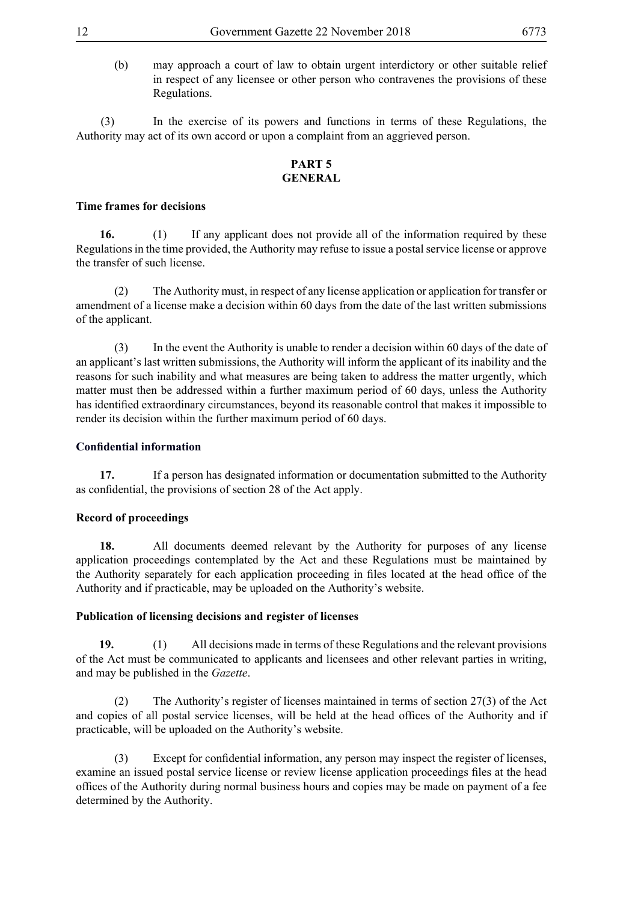(b) may approach a court of law to obtain urgent interdictory or other suitable relief in respect of any licensee or other person who contravenes the provisions of these Regulations.

(3) In the exercise of its powers and functions in terms of these Regulations, the Authority may act of its own accord or upon a complaint from an aggrieved person.

## PART 5
## GENERAL

**Time frames for decisions**

**16.** (1) If any applicant does not provide all of the information required by these Regulations in the time provided, the Authority may refuse to issue a postal service license or approve the transfer of such license.

(2) The Authority must, in respect of any license application or application for transfer or amendment of a license make a decision within 60 days from the date of the last written submissions of the applicant.

(3) In the event the Authority is unable to render a decision within 60 days of the date of an applicant's last written submissions, the Authority will inform the applicant of its inability and the reasons for such inability and what measures are being taken to address the matter urgently, which matter must then be addressed within a further maximum period of 60 days, unless the Authority has identified extraordinary circumstances, beyond its reasonable control that makes it impossible to render its decision within the further maximum period of 60 days.

**Confidential information**

**17.** If a person has designated information or documentation submitted to the Authority as confidential, the provisions of section 28 of the Act apply.

**Record of proceedings**

**18.** All documents deemed relevant by the Authority for purposes of any license application proceedings contemplated by the Act and these Regulations must be maintained by the Authority separately for each application proceeding in files located at the head office of the Authority and if practicable, may be uploaded on the Authority's website.

**Publication of licensing decisions and register of licenses**

**19.** (1) All decisions made in terms of these Regulations and the relevant provisions of the Act must be communicated to applicants and licensees and other relevant parties in writing, and may be published in the *Gazette*.

(2) The Authority's register of licenses maintained in terms of section 27(3) of the Act and copies of all postal service licenses, will be held at the head offices of the Authority and if practicable, will be uploaded on the Authority's website.

(3) Except for confidential information, any person may inspect the register of licenses, examine an issued postal service license or review license application proceedings files at the head offices of the Authority during normal business hours and copies may be made on payment of a fee determined by the Authority.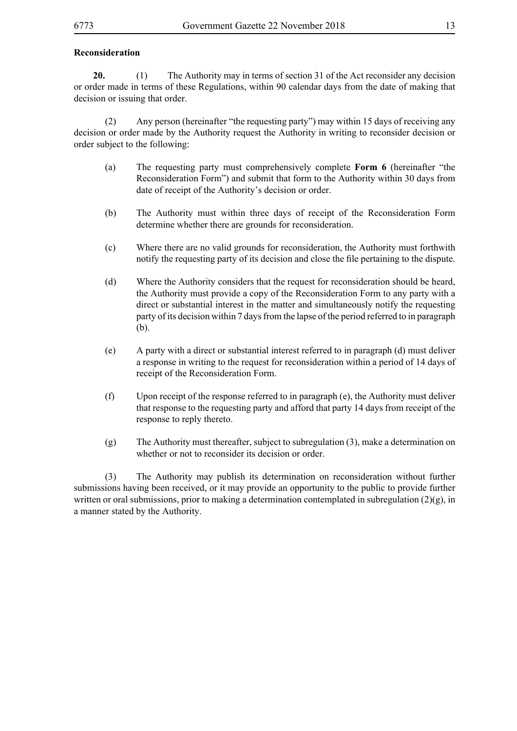**Reconsideration**

**20.** (1) The Authority may in terms of section 31 of the Act reconsider any decision or order made in terms of these Regulations, within 90 calendar days from the date of making that decision or issuing that order.

(2) Any person (hereinafter "the requesting party") may within 15 days of receiving any decision or order made by the Authority request the Authority in writing to reconsider decision or order subject to the following:

(a) The requesting party must comprehensively complete **Form 6** (hereinafter "the Reconsideration Form") and submit that form to the Authority within 30 days from date of receipt of the Authority's decision or order.

(b) The Authority must within three days of receipt of the Reconsideration Form determine whether there are grounds for reconsideration.

(c) Where there are no valid grounds for reconsideration, the Authority must forthwith notify the requesting party of its decision and close the file pertaining to the dispute.

(d) Where the Authority considers that the request for reconsideration should be heard, the Authority must provide a copy of the Reconsideration Form to any party with a direct or substantial interest in the matter and simultaneously notify the requesting party of its decision within 7 days from the lapse of the period referred to in paragraph (b).

(e) A party with a direct or substantial interest referred to in paragraph (d) must deliver a response in writing to the request for reconsideration within a period of 14 days of receipt of the Reconsideration Form.

(f) Upon receipt of the response referred to in paragraph (e), the Authority must deliver that response to the requesting party and afford that party 14 days from receipt of the response to reply thereto.

(g) The Authority must thereafter, subject to subregulation (3), make a determination on whether or not to reconsider its decision or order.

(3) The Authority may publish its determination on reconsideration without further submissions having been received, or it may provide an opportunity to the public to provide further written or oral submissions, prior to making a determination contemplated in subregulation (2)(g), in a manner stated by the Authority.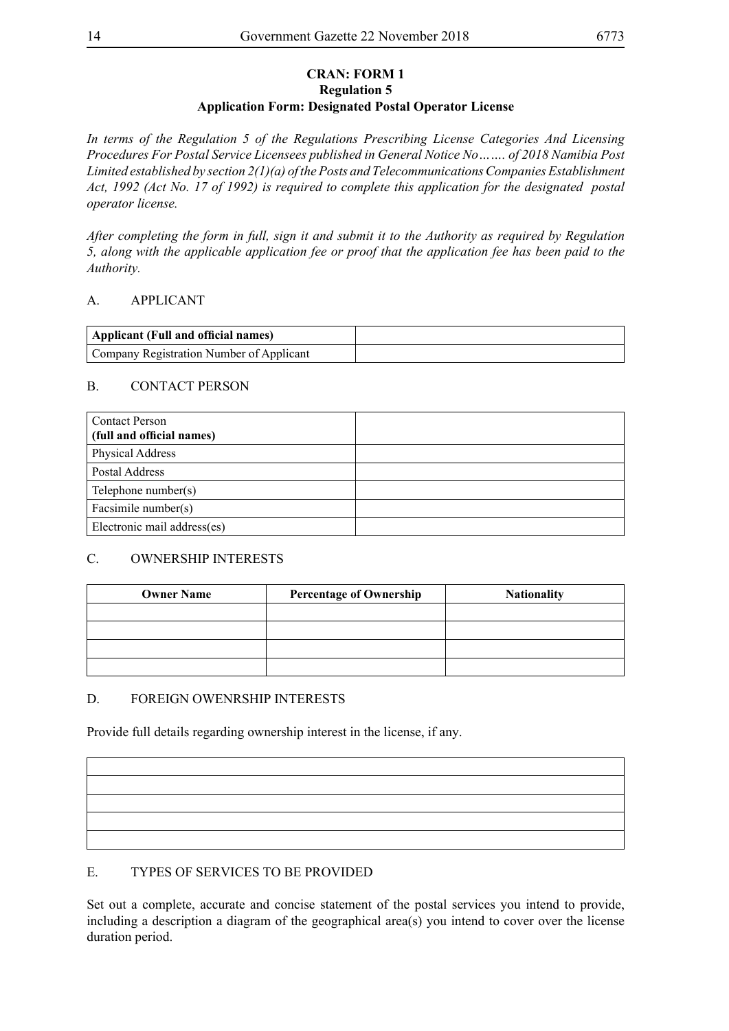**CRAN: FORM 1**
**Regulation 5**
**Application Form: Designated Postal Operator License**

*In terms of the Regulation 5 of the Regulations Prescribing License Categories And Licensing Procedures For Postal Service Licensees published in General Notice No……. of 2018 Namibia Post Limited established by section 2(1)(a) of the Posts and Telecommunications Companies Establishment Act, 1992 (Act No. 17 of 1992) is required to complete this application for the designated postal operator license.*

*After completing the form in full, sign it and submit it to the Authority as required by Regulation 5, along with the applicable application fee or proof that the application fee has been paid to the Authority.*

A. APPLICANT

| | |
|---|---|
| **Applicant (Full and official names)** | |
| Company Registration Number of Applicant | |

B. CONTACT PERSON

| | |
|---|---|
| Contact Person **(full and official names)** | |
| Physical Address | |
| Postal Address | |
| Telephone number(s) | |
| Facsimile number(s) | |
| Electronic mail address(es) | |

C. OWNERSHIP INTERESTS

| Owner Name | Percentage of Ownership | Nationality |
|---|---|---|
| | | |
| | | |
| | | |
| | | |

D. FOREIGN OWENRSHIP INTERESTS

Provide full details regarding ownership interest in the license, if any.

| |
|---|
| |
| |
| |
| |
| |

E. TYPES OF SERVICES TO BE PROVIDED

Set out a complete, accurate and concise statement of the postal services you intend to provide, including a description a diagram of the geographical area(s) you intend to cover over the license duration period.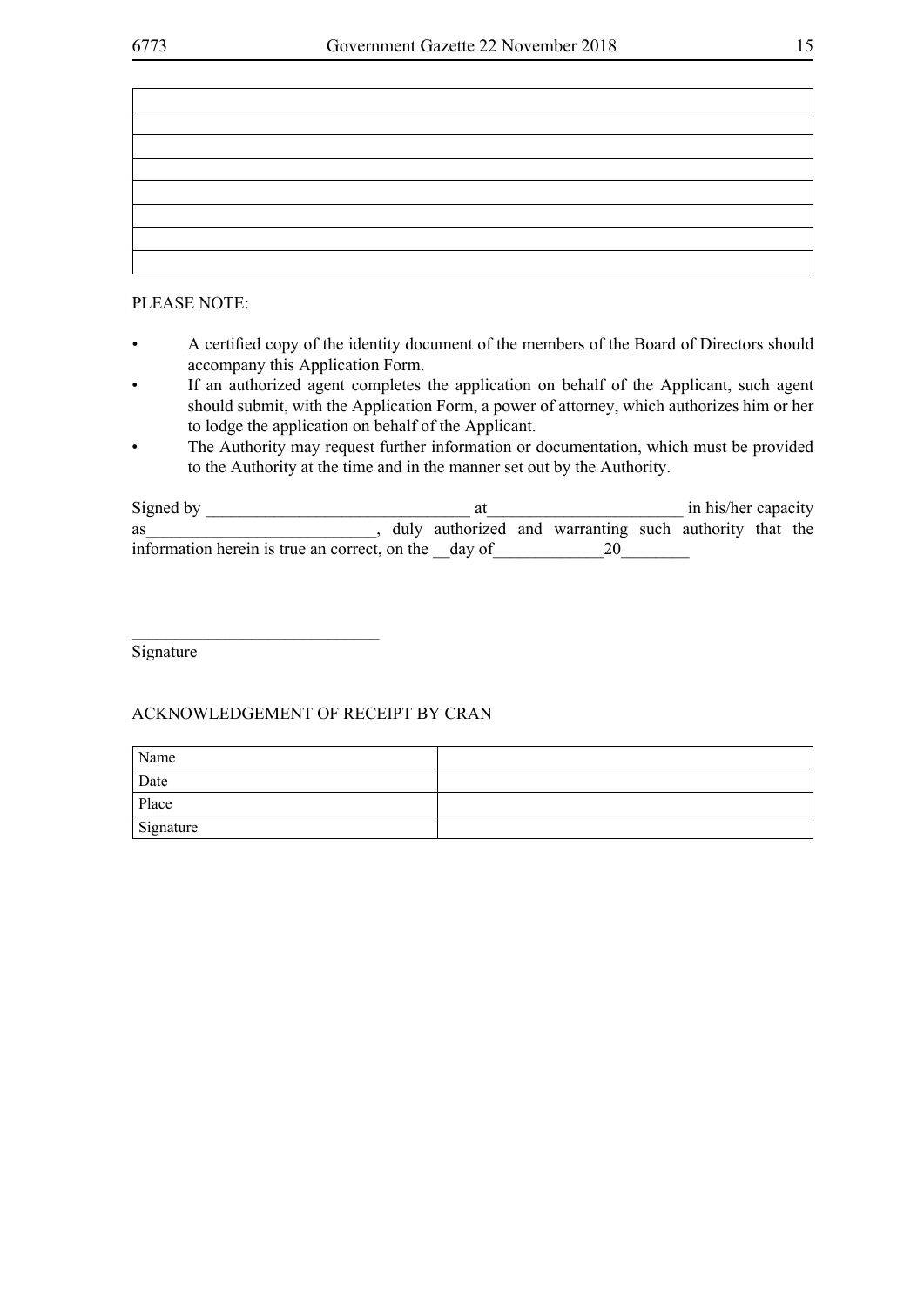| |
|---|
| |
| |
| |
| |
| |
| |
| |

PLEASE NOTE:

- A certified copy of the identity document of the members of the Board of Directors should accompany this Application Form.
- If an authorized agent completes the application on behalf of the Applicant, such agent should submit, with the Application Form, a power of attorney, which authorizes him or her to lodge the application on behalf of the Applicant.
- The Authority may request further information or documentation, which must be provided to the Authority at the time and in the manner set out by the Authority.

Signed by _______________________________ at_______________________ in his/her capacity as___________________________, duly authorized and warranting such authority that the information herein is true an correct, on the __day of_____________20________

_____________________________
Signature

ACKNOWLEDGEMENT OF RECEIPT BY CRAN

| | |
|---|---|
| Name | |
| Date | |
| Place | |
| Signature | |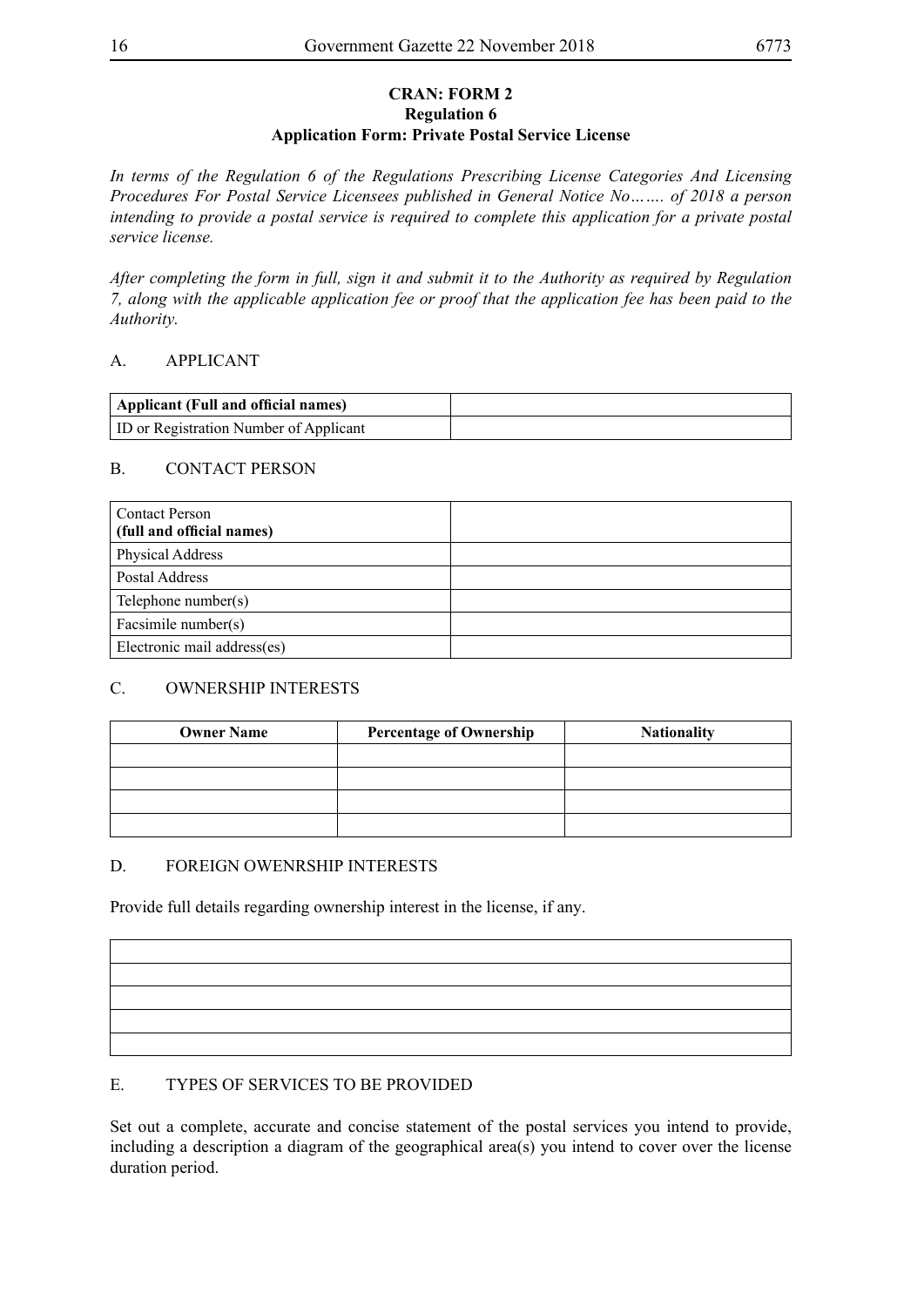**CRAN: FORM 2**
**Regulation 6**
**Application Form: Private Postal Service License**

*In terms of the Regulation 6 of the Regulations Prescribing License Categories And Licensing Procedures For Postal Service Licensees published in General Notice No……. of 2018 a person intending to provide a postal service is required to complete this application for a private postal service license.*

*After completing the form in full, sign it and submit it to the Authority as required by Regulation 7, along with the applicable application fee or proof that the application fee has been paid to the Authority.*

A. APPLICANT

| | |
|---|---|
| **Applicant (Full and official names)** | |
| ID or Registration Number of Applicant | |

B. CONTACT PERSON

| | |
|---|---|
| Contact Person **(full and official names)** | |
| Physical Address | |
| Postal Address | |
| Telephone number(s) | |
| Facsimile number(s) | |
| Electronic mail address(es) | |

C. OWNERSHIP INTERESTS

| Owner Name | Percentage of Ownership | Nationality |
|---|---|---|
| | | |
| | | |
| | | |
| | | |

D. FOREIGN OWENRSHIP INTERESTS

Provide full details regarding ownership interest in the license, if any.

| |
|---|
| |
| |
| |
| |
| |

E. TYPES OF SERVICES TO BE PROVIDED

Set out a complete, accurate and concise statement of the postal services you intend to provide, including a description a diagram of the geographical area(s) you intend to cover over the license duration period.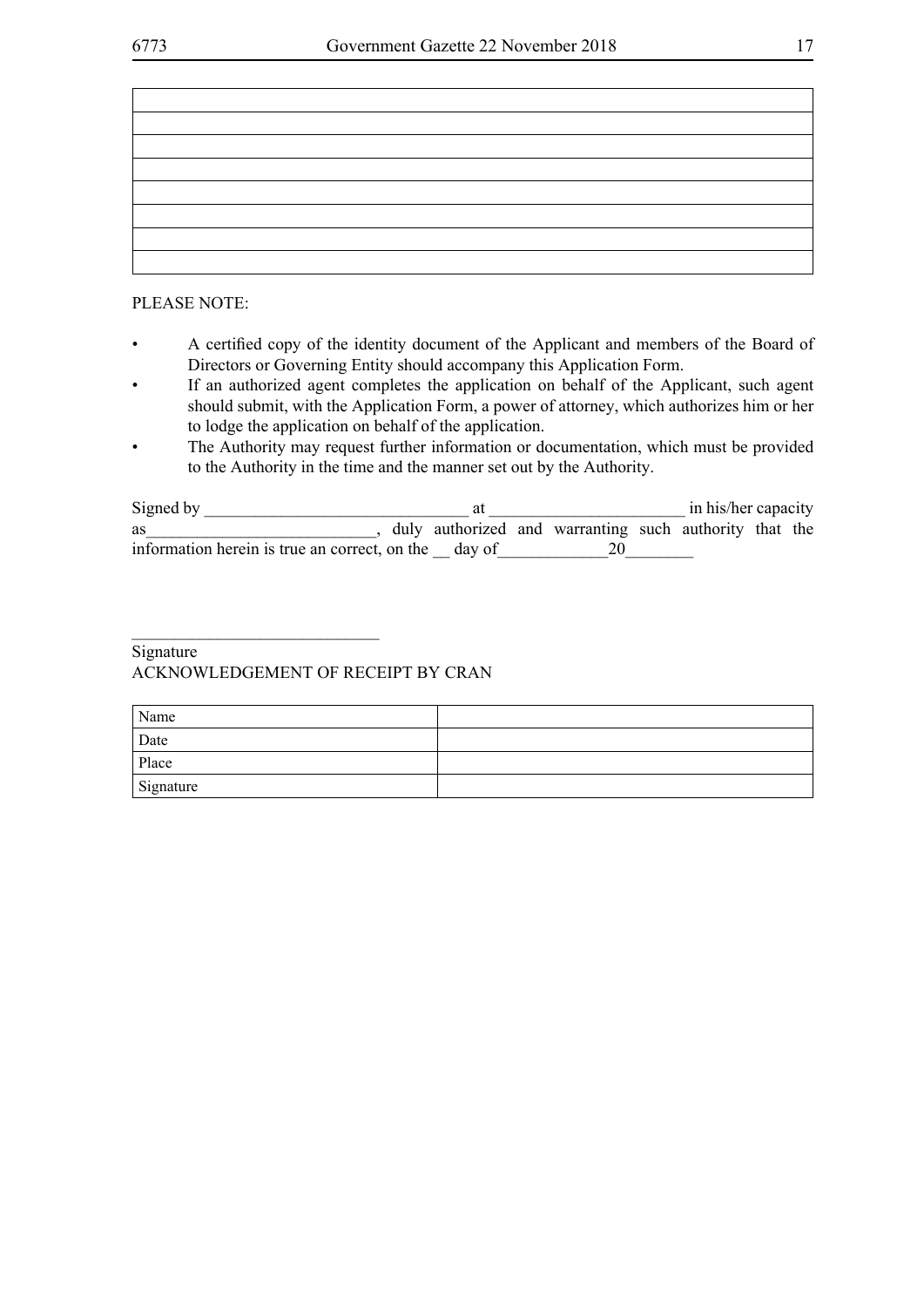| |
|---|
| |
| |
| |
| |
| |
| |
| |

PLEASE NOTE:

- A certified copy of the identity document of the Applicant and members of the Board of Directors or Governing Entity should accompany this Application Form.
- If an authorized agent completes the application on behalf of the Applicant, such agent should submit, with the Application Form, a power of attorney, which authorizes him or her to lodge the application on behalf of the application.
- The Authority may request further information or documentation, which must be provided to the Authority in the time and the manner set out by the Authority.

Signed by ______________________________ at ______________________ in his/her capacity as___________________________, duly authorized and warranting such authority that the information herein is true an correct, on the __ day of_____________20________

_____________________________

Signature

ACKNOWLEDGEMENT OF RECEIPT BY CRAN

| | |
|---|---|
| Name | |
| Date | |
| Place | |
| Signature | |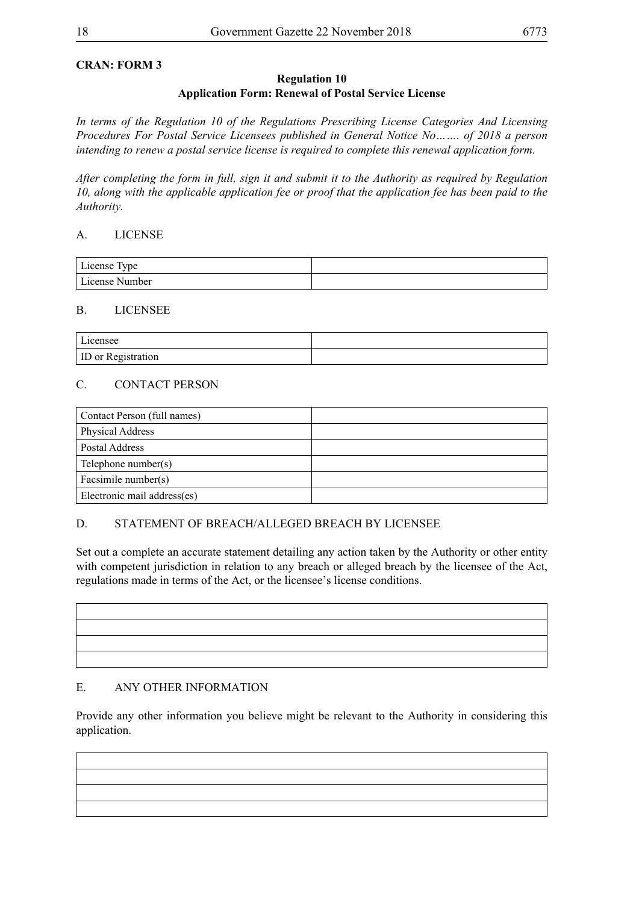**CRAN: FORM 3**

**Regulation 10**
**Application Form: Renewal of Postal Service License**

*In terms of the Regulation 10 of the Regulations Prescribing License Categories And Licensing Procedures For Postal Service Licensees published in General Notice No……. of 2018 a person intending to renew a postal service license is required to complete this renewal application form.*

*After completing the form in full, sign it and submit it to the Authority as required by Regulation 10, along with the applicable application fee or proof that the application fee has been paid to the Authority.*

A. LICENSE

| | |
|---|---|
| License Type | |
| License Number | |

B. LICENSEE

| | |
|---|---|
| Licensee | |
| ID or Registration | |

C. CONTACT PERSON

| | |
|---|---|
| Contact Person (full names) | |
| Physical Address | |
| Postal Address | |
| Telephone number(s) | |
| Facsimile number(s) | |
| Electronic mail address(es) | |

D. STATEMENT OF BREACH/ALLEGED BREACH BY LICENSEE

Set out a complete an accurate statement detailing any action taken by the Authority or other entity with competent jurisdiction in relation to any breach or alleged breach by the licensee of the Act, regulations made in terms of the Act, or the licensee's license conditions.

| |
|---|
| |
| |
| |
| |

E. ANY OTHER INFORMATION

Provide any other information you believe might be relevant to the Authority in considering this application.

| |
|---|
| |
| |
| |
| |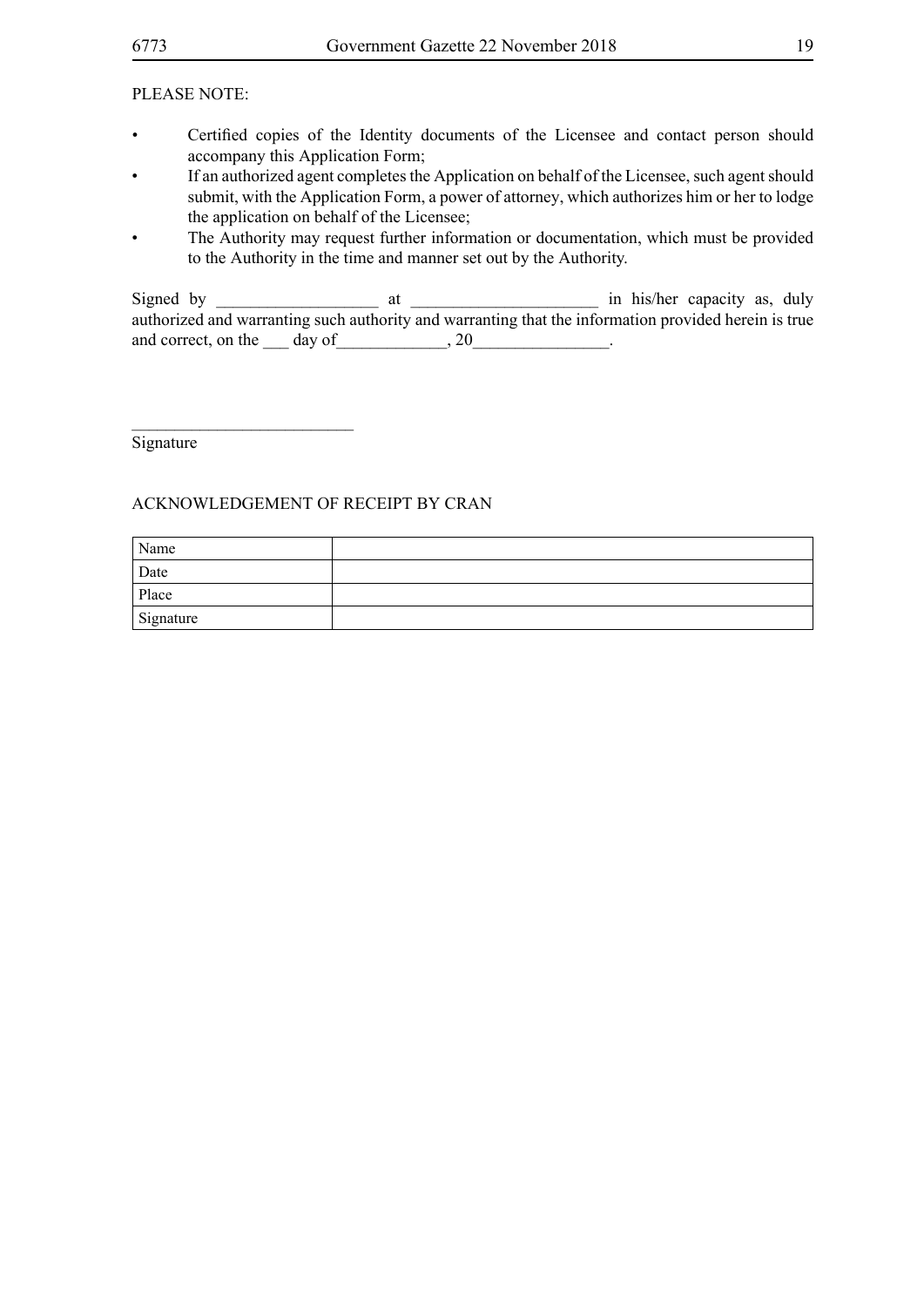PLEASE NOTE:

- Certified copies of the Identity documents of the Licensee and contact person should accompany this Application Form;
- If an authorized agent completes the Application on behalf of the Licensee, such agent should submit, with the Application Form, a power of attorney, which authorizes him or her to lodge the application on behalf of the Licensee;
- The Authority may request further information or documentation, which must be provided to the Authority in the time and manner set out by the Authority.

Signed by ___________________ at ______________________ in his/her capacity as, duly authorized and warranting such authority and warranting that the information provided herein is true and correct, on the ___ day of_____________, 20________________.

__________________________
Signature

ACKNOWLEDGEMENT OF RECEIPT BY CRAN

| Name | |
|---|---|
| Date | |
| Place | |
| Signature | |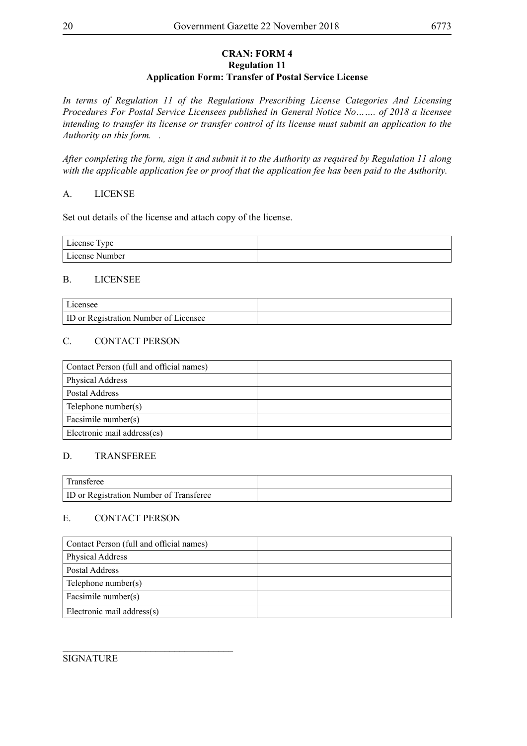**CRAN: FORM 4**
**Regulation 11**
**Application Form: Transfer of Postal Service License**

*In terms of Regulation 11 of the Regulations Prescribing License Categories And Licensing Procedures For Postal Service Licensees published in General Notice No……. of 2018 a licensee intending to transfer its license or transfer control of its license must submit an application to the Authority on this form. .*

*After completing the form, sign it and submit it to the Authority as required by Regulation 11 along with the applicable application fee or proof that the application fee has been paid to the Authority.*

A. LICENSE

Set out details of the license and attach copy of the license.

| | |
|---|---|
| License Type | |
| License Number | |

B. LICENSEE

| | |
|---|---|
| Licensee | |
| ID or Registration Number of Licensee | |

C. CONTACT PERSON

| | |
|---|---|
| Contact Person (full and official names) | |
| Physical Address | |
| Postal Address | |
| Telephone number(s) | |
| Facsimile number(s) | |
| Electronic mail address(es) | |

D. TRANSFEREE

| | |
|---|---|
| Transferee | |
| ID or Registration Number of Transferee | |

E. CONTACT PERSON

| | |
|---|---|
| Contact Person (full and official names) | |
| Physical Address | |
| Postal Address | |
| Telephone number(s) | |
| Facsimile number(s) | |
| Electronic mail address(s) | |

_________________________________
SIGNATURE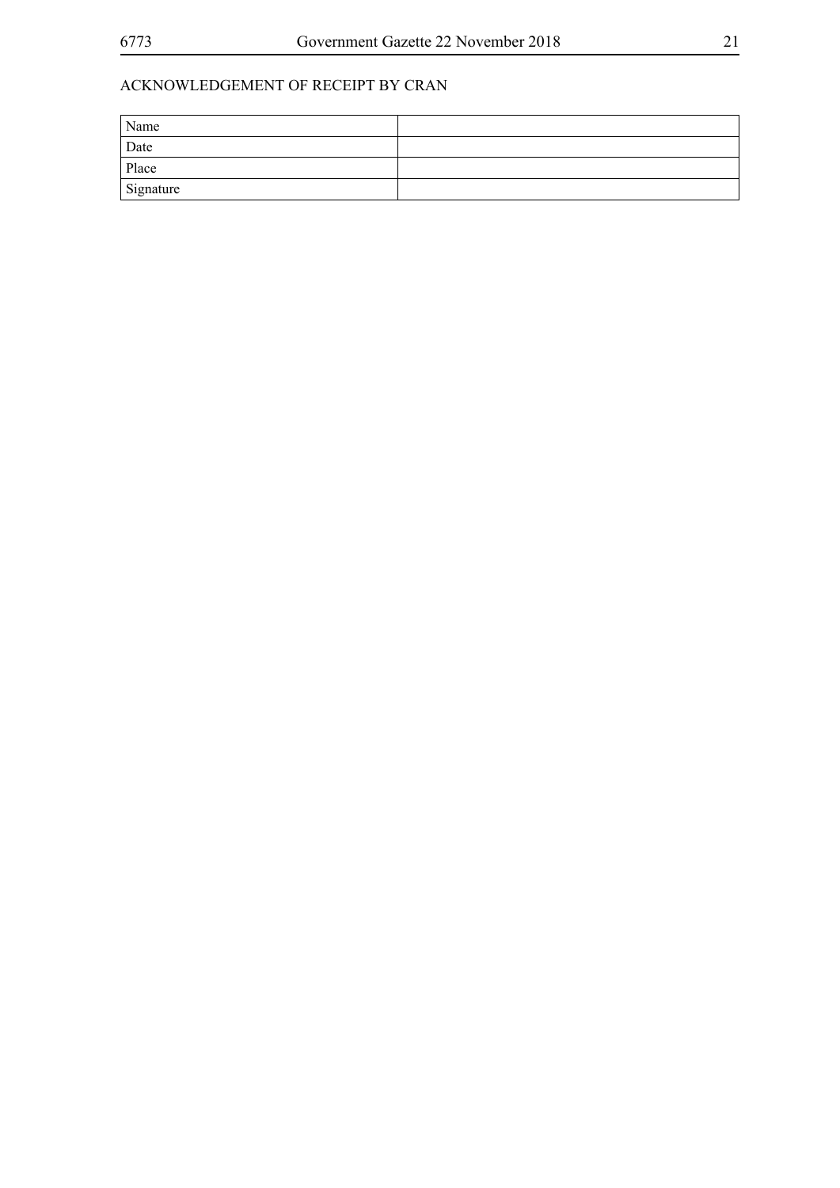ACKNOWLEDGEMENT OF RECEIPT BY CRAN

| | |
|---|---|
| Name | |
| Date | |
| Place | |
| Signature | |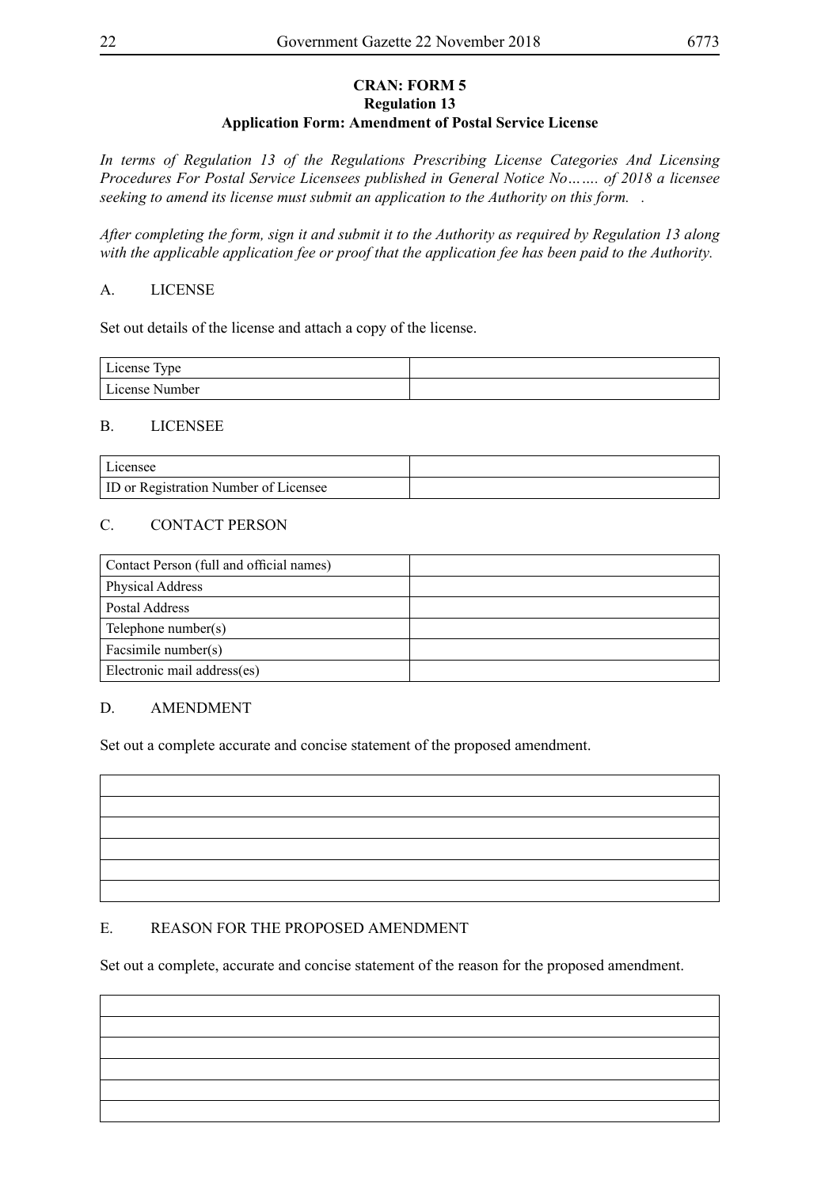**CRAN: FORM 5**
**Regulation 13**
**Application Form: Amendment of Postal Service License**

*In terms of Regulation 13 of the Regulations Prescribing License Categories And Licensing Procedures For Postal Service Licensees published in General Notice No……. of 2018 a licensee seeking to amend its license must submit an application to the Authority on this form. .*

*After completing the form, sign it and submit it to the Authority as required by Regulation 13 along with the applicable application fee or proof that the application fee has been paid to the Authority.*

A. LICENSE

Set out details of the license and attach a copy of the license.

| | |
|---|---|
| License Type | |
| License Number | |

B. LICENSEE

| | |
|---|---|
| Licensee | |
| ID or Registration Number of Licensee | |

C. CONTACT PERSON

| | |
|---|---|
| Contact Person (full and official names) | |
| Physical Address | |
| Postal Address | |
| Telephone number(s) | |
| Facsimile number(s) | |
| Electronic mail address(es) | |

D. AMENDMENT

Set out a complete accurate and concise statement of the proposed amendment.

| |
|---|
| |
| |
| |
| |
| |
| |

E. REASON FOR THE PROPOSED AMENDMENT

Set out a complete, accurate and concise statement of the reason for the proposed amendment.

| |
|---|
| |
| |
| |
| |
| |
| |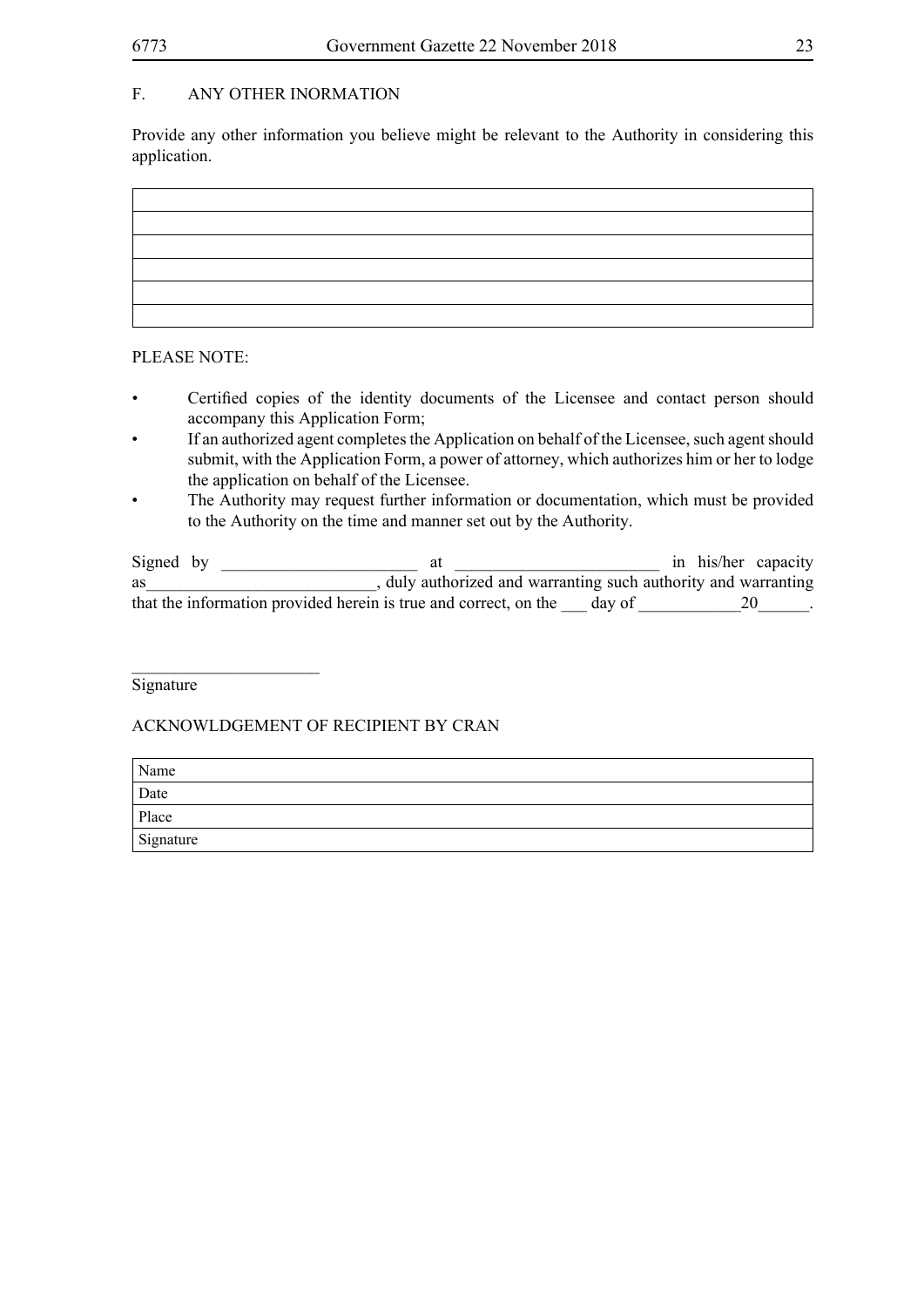## F. ANY OTHER INORMATION

Provide any other information you believe might be relevant to the Authority in considering this application.

| |
|---|
| |
| |
| |
| |
| |

PLEASE NOTE:

- Certified copies of the identity documents of the Licensee and contact person should accompany this Application Form;
- If an authorized agent completes the Application on behalf of the Licensee, such agent should submit, with the Application Form, a power of attorney, which authorizes him or her to lodge the application on behalf of the Licensee.
- The Authority may request further information or documentation, which must be provided to the Authority on the time and manner set out by the Authority.

Signed by _______________________ at ________________________ in his/her capacity as___________________________, duly authorized and warranting such authority and warranting that the information provided herein is true and correct, on the ___ day of ____________20______.

______________________
Signature

ACKNOWLDGEMENT OF RECIPIENT BY CRAN

| Name |
|---|
| Date |
| Place |
| Signature |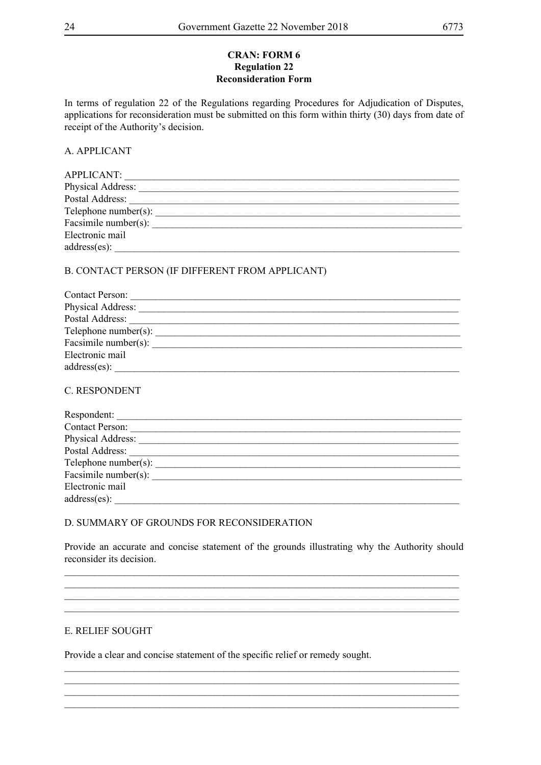**CRAN: FORM 6**
**Regulation 22**
**Reconsideration Form**

In terms of regulation 22 of the Regulations regarding Procedures for Adjudication of Disputes, applications for reconsideration must be submitted on this form within thirty (30) days from date of receipt of the Authority's decision.

A. APPLICANT

APPLICANT: ______________________________________________________________________
Physical Address: __________________________________________________________________
Postal Address: ____________________________________________________________________
Telephone number(s): _______________________________________________________________
Facsimile number(s): ________________________________________________________________
Electronic mail
address(es): _______________________________________________________________________

B. CONTACT PERSON (IF DIFFERENT FROM APPLICANT)

Contact Person: ____________________________________________________________________
Physical Address: __________________________________________________________________
Postal Address: ____________________________________________________________________
Telephone number(s): _______________________________________________________________
Facsimile number(s): ________________________________________________________________
Electronic mail
address(es): _______________________________________________________________________

C. RESPONDENT

Respondent: _______________________________________________________________________
Contact Person: ____________________________________________________________________
Physical Address: __________________________________________________________________
Postal Address: ____________________________________________________________________
Telephone number(s): _______________________________________________________________
Facsimile number(s): ________________________________________________________________
Electronic mail
address(es): _______________________________________________________________________

D. SUMMARY OF GROUNDS FOR RECONSIDERATION

Provide an accurate and concise statement of the grounds illustrating why the Authority should reconsider its decision.

_________________________________________________________________________________
_________________________________________________________________________________
_________________________________________________________________________________
_________________________________________________________________________________

E. RELIEF SOUGHT

Provide a clear and concise statement of the specific relief or remedy sought.

_________________________________________________________________________________
_________________________________________________________________________________
_________________________________________________________________________________
_________________________________________________________________________________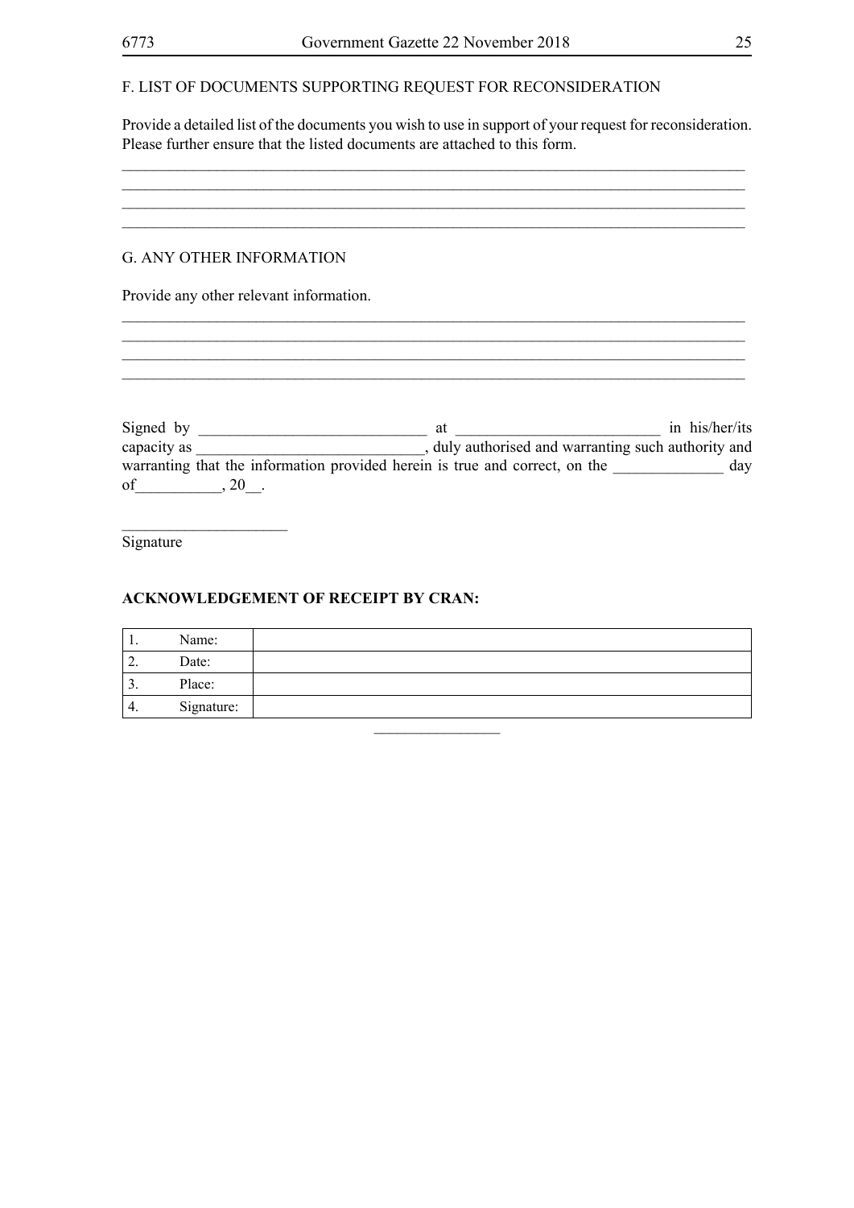## F. LIST OF DOCUMENTS SUPPORTING REQUEST FOR RECONSIDERATION

Provide a detailed list of the documents you wish to use in support of your request for reconsideration. Please further ensure that the listed documents are attached to this form.

______________________________________________________________________________
______________________________________________________________________________
______________________________________________________________________________
______________________________________________________________________________

## G. ANY OTHER INFORMATION

Provide any other relevant information.

______________________________________________________________________________
______________________________________________________________________________
______________________________________________________________________________
______________________________________________________________________________

Signed by _____________________________ at __________________________ in his/her/its capacity as _____________________________, duly authorised and warranting such authority and warranting that the information provided herein is true and correct, on the ______________ day of___________, 20__.

_____________________
Signature

**ACKNOWLEDGEMENT OF RECEIPT BY CRAN:**

| | | |
|---|---|---|
| 1. | Name: | |
| 2. | Date: | |
| 3. | Place: | |
| 4. | Signature: | |